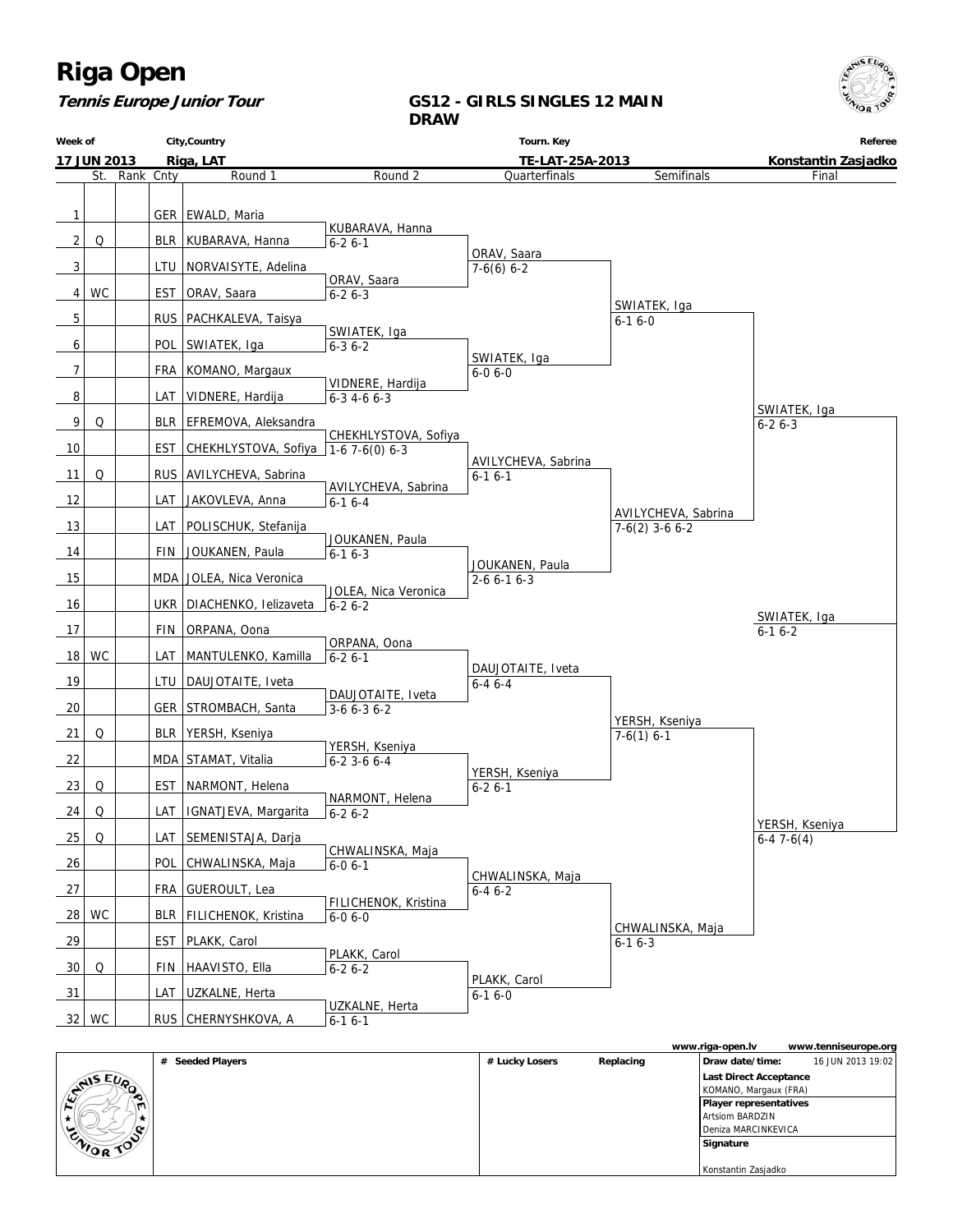# Riga Open

**Tennis Europe Junior Tour**

## GS12 - GIRLS SINGLES 12 MAIN DRAW

| Week of | City,Country | Tourn. Key | Referee |
|---|---|---|---|
| 17 JUN 2013 | Riga, LAT | TE-LAT-25A-2013 | Konstantin Zasjadko |

| # | St. | Rank | Cnty | Round 1 | Round 2 | Quarterfinals | Semifinals | Final |
|---|---|---|---|---|---|---|---|---|
| 1 | | | GER | EWALD, Maria | | | | |
| | | | | | KUBARAVA, Hanna 6-2 6-1 | | | |
| 2 | Q | | BLR | KUBARAVA, Hanna | | | | |
| | | | | | | ORAV, Saara 7-6(6) 6-2 | | |
| 3 | | | LTU | NORVAISYTE, Adelina | | | | |
| | | | | | ORAV, Saara 6-2 6-3 | | | |
| 4 | WC | | EST | ORAV, Saara | | | | |
| | | | | | | | SWIATEK, Iga 6-1 6-0 | |
| 5 | | | RUS | PACHKALEVA, Taisya | | | | |
| | | | | | SWIATEK, Iga 6-3 6-2 | | | |
| 6 | | | POL | SWIATEK, Iga | | | | |
| | | | | | | SWIATEK, Iga 6-0 6-0 | | |
| 7 | | | FRA | KOMANO, Margaux | | | | |
| | | | | | VIDNERE, Hardija 6-3 4-6 6-3 | | | |
| 8 | | | LAT | VIDNERE, Hardija | | | | |
| | | | | | | | | SWIATEK, Iga 6-2 6-3 |
| 9 | Q | | BLR | EFREMOVA, Aleksandra | | | | |
| | | | | | CHEKHLYSTOVA, Sofiya 1-6 7-6(0) 6-3 | | | |
| 10 | | | EST | CHEKHLYSTOVA, Sofiya | | | | |
| | | | | | | AVILYCHEVA, Sabrina 6-1 6-1 | | |
| 11 | Q | | RUS | AVILYCHEVA, Sabrina | | | | |
| | | | | | AVILYCHEVA, Sabrina 6-1 6-4 | | | |
| 12 | | | LAT | JAKOVLEVA, Anna | | | | |
| | | | | | | | AVILYCHEVA, Sabrina 7-6(2) 3-6 6-2 | |
| 13 | | | LAT | POLISCHUK, Stefanija | | | | |
| | | | | | JOUKANEN, Paula 6-1 6-3 | | | |
| 14 | | | FIN | JOUKANEN, Paula | | | | |
| | | | | | | JOUKANEN, Paula 2-6 6-1 6-3 | | |
| 15 | | | MDA | JOLEA, Nica Veronica | | | | |
| | | | | | JOLEA, Nica Veronica 6-2 6-2 | | | |
| 16 | | | UKR | DIACHENKO, Ielizaveta | | | | |
| | | | | | | | | SWIATEK, Iga 6-1 6-2 |
| 17 | | | FIN | ORPANA, Oona | | | | |
| | | | | | ORPANA, Oona 6-2 6-1 | | | |
| 18 | WC | | LAT | MANTULENKO, Kamilla | | | | |
| | | | | | | DAUJOTAITE, Iveta 6-4 6-4 | | |
| 19 | | | LTU | DAUJOTAITE, Iveta | | | | |
| | | | | | DAUJOTAITE, Iveta 3-6 6-3 6-2 | | | |
| 20 | | | GER | STROMBACH, Santa | | | | |
| | | | | | | | YERSH, Kseniya 7-6(1) 6-1 | |
| 21 | Q | | BLR | YERSH, Kseniya | | | | |
| | | | | | YERSH, Kseniya 6-2 3-6 6-4 | | | |
| 22 | | | MDA | STAMAT, Vitalia | | | | |
| | | | | | | YERSH, Kseniya 6-2 6-1 | | |
| 23 | Q | | EST | NARMONT, Helena | | | | |
| | | | | | NARMONT, Helena 6-2 6-2 | | | |
| 24 | Q | | LAT | IGNATJEVA, Margarita | | | | |
| | | | | | | | | YERSH, Kseniya 6-4 7-6(4) |
| 25 | Q | | LAT | SEMENISTAJA, Darja | | | | |
| | | | | | CHWALINSKA, Maja 6-0 6-1 | | | |
| 26 | | | POL | CHWALINSKA, Maja | | | | |
| | | | | | | CHWALINSKA, Maja 6-4 6-2 | | |
| 27 | | | FRA | GUEROULT, Lea | | | | |
| | | | | | FILICHENOK, Kristina 6-0 6-0 | | | |
| 28 | WC | | BLR | FILICHENOK, Kristina | | | | |
| | | | | | | | CHWALINSKA, Maja 6-1 6-3 | |
| 29 | | | EST | PLAKK, Carol | | | | |
| | | | | | PLAKK, Carol 6-2 6-2 | | | |
| 30 | Q | | FIN | HAAVISTO, Ella | | | | |
| | | | | | | PLAKK, Carol 6-1 6-0 | | |
| 31 | | | LAT | UZKALNE, Herta | | | | |
| | | | | | UZKALNE, Herta 6-1 6-1 | | | |
| 32 | WC | | RUS | CHERNYSHKOVA, A | | | | |

www.riga-open.lv www.tenniseurope.org

| # Seeded Players | # Lucky Losers | Replacing | Draw date/time: 16 JUN 2013 19:02 |
|---|---|---|---|
| | | | **Last Direct Acceptance** |
| | | | KOMANO, Margaux (FRA) |
| | | | **Player representatives** |
| | | | Artsiom BARDZIN |
| | | | Deniza MARCINKEVICA |
| | | | **Signature** |
| | | | Konstantin Zasjadko |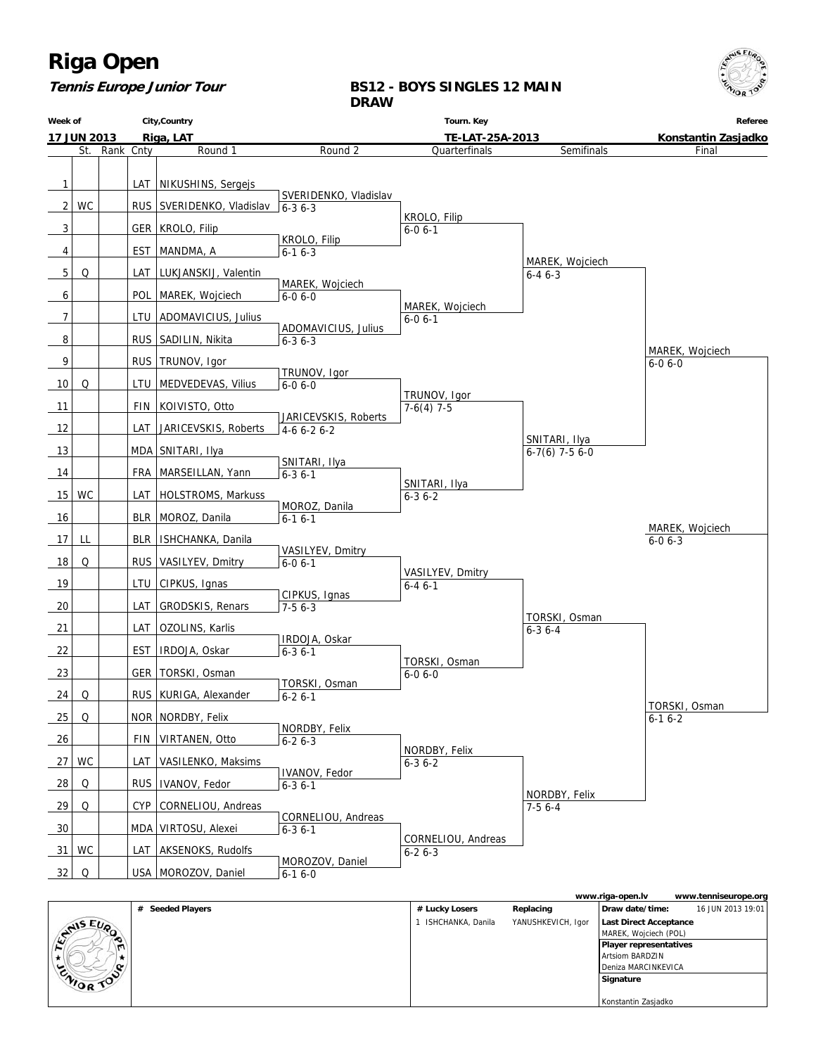# Riga Open

***Tennis Europe Junior Tour***

**BS12 - BOYS SINGLES 12 MAIN DRAW**

| Week of | City,Country | Tourn. Key | Referee |
|---|---|---|---|
| **17 JUN 2013** | **Riga, LAT** | **TE-LAT-25A-2013** | **Konstantin Zasjadko** |

| # | St. | Rank | Cnty | Round 1 | Round 2 | Quarterfinals | Semifinals | Final |
|---|---|---|---|---|---|---|---|---|
| 1 | | | LAT | NIKUSHINS, Sergejs | | | | |
| | | | | | SVERIDENKO, Vladislav | | | |
| 2 | WC | | RUS | SVERIDENKO, Vladislav | 6-3 6-3 | | | |
| | | | | | | KROLO, Filip | | |
| 3 | | | GER | KROLO, Filip | | 6-0 6-1 | | |
| | | | | | KROLO, Filip | | | |
| 4 | | | EST | MANDMA, A | 6-1 6-3 | | | |
| | | | | | | | MAREK, Wojciech | |
| 5 | Q | | LAT | LUKJANSKIJ, Valentin | | | 6-4 6-3 | |
| | | | | | MAREK, Wojciech | | | |
| 6 | | | POL | MAREK, Wojciech | 6-0 6-0 | | | |
| | | | | | | MAREK, Wojciech | | |
| 7 | | | LTU | ADOMAVICIUS, Julius | | 6-0 6-1 | | |
| | | | | | ADOMAVICIUS, Julius | | | |
| 8 | | | RUS | SADILIN, Nikita | 6-3 6-3 | | | |
| | | | | | | | | MAREK, Wojciech |
| 9 | | | RUS | TRUNOV, Igor | | | | 6-0 6-0 |
| | | | | | TRUNOV, Igor | | | |
| 10 | Q | | LTU | MEDVEDEVAS, Vilius | 6-0 6-0 | | | |
| | | | | | | TRUNOV, Igor | | |
| 11 | | | FIN | KOIVISTO, Otto | | 7-6(4) 7-5 | | |
| | | | | | JARICEVSKIS, Roberts | | | |
| 12 | | | LAT | JARICEVSKIS, Roberts | 4-6 6-2 6-2 | | | |
| | | | | | | | SNITARI, Ilya | |
| 13 | | | MDA | SNITARI, Ilya | | | 6-7(6) 7-5 6-0 | |
| | | | | | SNITARI, Ilya | | | |
| 14 | | | FRA | MARSEILLAN, Yann | 6-3 6-1 | | | |
| | | | | | | SNITARI, Ilya | | |
| 15 | WC | | LAT | HOLSTROMS, Markuss | | 6-3 6-2 | | |
| | | | | | MOROZ, Danila | | | |
| 16 | | | BLR | MOROZ, Danila | 6-1 6-1 | | | |
| | | | | | | | | MAREK, Wojciech |
| 17 | LL | | BLR | ISHCHANKA, Danila | | | | 6-0 6-3 |
| | | | | | VASILYEV, Dmitry | | | |
| 18 | Q | | RUS | VASILYEV, Dmitry | 6-0 6-1 | | | |
| | | | | | | VASILYEV, Dmitry | | |
| 19 | | | LTU | CIPKUS, Ignas | | 6-4 6-1 | | |
| | | | | | CIPKUS, Ignas | | | |
| 20 | | | LAT | GRODSKIS, Renars | 7-5 6-3 | | | |
| | | | | | | | TORSKI, Osman | |
| 21 | | | LAT | OZOLINS, Karlis | | | 6-3 6-4 | |
| | | | | | IRDOJA, Oskar | | | |
| 22 | | | EST | IRDOJA, Oskar | 6-3 6-1 | | | |
| | | | | | | TORSKI, Osman | | |
| 23 | | | GER | TORSKI, Osman | | 6-0 6-0 | | |
| | | | | | TORSKI, Osman | | | |
| 24 | Q | | RUS | KURIGA, Alexander | 6-2 6-1 | | | |
| | | | | | | | | TORSKI, Osman |
| 25 | Q | | NOR | NORDBY, Felix | | | | 6-1 6-2 |
| | | | | | NORDBY, Felix | | | |
| 26 | | | FIN | VIRTANEN, Otto | 6-2 6-3 | | | |
| | | | | | | NORDBY, Felix | | |
| 27 | WC | | LAT | VASILENKO, Maksims | | 6-3 6-2 | | |
| | | | | | IVANOV, Fedor | | | |
| 28 | Q | | RUS | IVANOV, Fedor | 6-3 6-1 | | | |
| | | | | | | | NORDBY, Felix | |
| 29 | Q | | CYP | CORNELIOU, Andreas | | | 7-5 6-4 | |
| | | | | | CORNELIOU, Andreas | | | |
| 30 | | | MDA | VIRTOSU, Alexei | 6-3 6-1 | | | |
| | | | | | | CORNELIOU, Andreas | | |
| 31 | WC | | LAT | AKSENOKS, Rudolfs | | 6-2 6-3 | | |
| | | | | | MOROZOV, Daniel | | | |
| 32 | Q | | USA | MOROZOV, Daniel | 6-1 6-0 | | | |

www.riga-open.lv www.tenniseurope.org

| # Seeded Players | # Lucky Losers | Replacing | |
|---|---|---|---|
| | 1 ISHCHANKA, Danila | YANUSHKEVICH, Igor | **Draw date/time:** 16 JUN 2013 19:01 |
| | | | **Last Direct Acceptance** MAREK, Wojciech (POL) |
| | | | **Player representatives** Artsiom BARDZIN, Deniza MARCINKEVICA |
| | | | **Signature** Konstantin Zasjadko |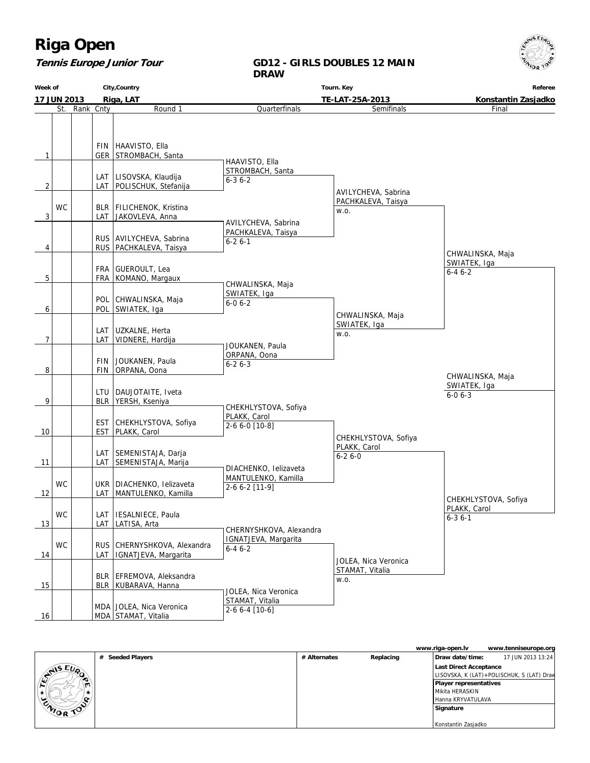# Riga Open

***Tennis Europe Junior Tour***

**GD12 - GIRLS DOUBLES 12 MAIN DRAW**

| Week of | City,Country | Tourn. Key | Referee |
|---|---|---|---|
| **17 JUN 2013** | **Riga, LAT** | **TE-LAT-25A-2013** | **Konstantin Zasjadko** |

| # | St. | Rank | Cnty | Round 1 | Quarterfinals | Semifinals | Final |
|---|---|---|---|---|---|---|---|
| 1 | | | FIN / GER | HAAVISTO, Ella / STROMBACH, Santa | HAAVISTO, Ella / STROMBACH, Santa 6-3 6-2 | | |
| 2 | | | LAT / LAT | LISOVSKA, Klaudija / POLISCHUK, Stefanija | | AVILYCHEVA, Sabrina / PACHKALEVA, Taisya w.o. | |
| 3 | WC | | BLR / LAT | FILICHENOK, Kristina / JAKOVLEVA, Anna | AVILYCHEVA, Sabrina / PACHKALEVA, Taisya 6-2 6-1 | | |
| 4 | | | RUS / RUS | AVILYCHEVA, Sabrina / PACHKALEVA, Taisya | | | CHWALINSKA, Maja / SWIATEK, Iga 6-4 6-2 |
| 5 | | | FRA / FRA | GUEROULT, Lea / KOMANO, Margaux | CHWALINSKA, Maja / SWIATEK, Iga 6-0 6-2 | | |
| 6 | | | POL / POL | CHWALINSKA, Maja / SWIATEK, Iga | | CHWALINSKA, Maja / SWIATEK, Iga w.o. | |
| 7 | | | LAT / LAT | UZKALNE, Herta / VIDNERE, Hardija | JOUKANEN, Paula / ORPANA, Oona 6-2 6-3 | | |
| 8 | | | FIN / FIN | JOUKANEN, Paula / ORPANA, Oona | | | **Winner:** CHWALINSKA, Maja / SWIATEK, Iga 6-0 6-3 |
| 9 | | | LTU / BLR | DAUJOTAITE, Iveta / YERSH, Kseniya | CHEKHLYSTOVA, Sofiya / PLAKK, Carol 2-6 6-0 [10-8] | | |
| 10 | | | EST / EST | CHEKHLYSTOVA, Sofiya / PLAKK, Carol | | CHEKHLYSTOVA, Sofiya / PLAKK, Carol 6-2 6-0 | |
| 11 | | | LAT / LAT | SEMENISTAJA, Darja / SEMENISTAJA, Marija | DIACHENKO, Ielizaveta / MANTULENKO, Kamilla 2-6 6-2 [11-9] | | |
| 12 | WC | | UKR / LAT | DIACHENKO, Ielizaveta / MANTULENKO, Kamilla | | | CHEKHLYSTOVA, Sofiya / PLAKK, Carol 6-3 6-1 |
| 13 | WC | | LAT / LAT | IESALNIECE, Paula / LATISA, Arta | CHERNYSHKOVA, Alexandra / IGNATJEVA, Margarita 6-4 6-2 | | |
| 14 | WC | | RUS / LAT | CHERNYSHKOVA, Alexandra / IGNATJEVA, Margarita | | JOLEA, Nica Veronica / STAMAT, Vitalia w.o. | |
| 15 | | | BLR / BLR | EFREMOVA, Aleksandra / KUBARAVA, Hanna | JOLEA, Nica Veronica / STAMAT, Vitalia 2-6 6-4 [10-6] | | |
| 16 | | | MDA / MDA | JOLEA, Nica Veronica / STAMAT, Vitalia | | | |

www.riga-open.lv www.tenniseurope.org

| # Seeded Players | # Alternates | Replacing | |
|---|---|---|---|
| | | | **Draw date/time:** 17 JUN 2013 13:24 |
| | | | **Last Direct Acceptance** LISOVSKA, K (LAT)+POLISCHUK, S (LAT) Draw |
| | | | **Player representatives** Mikita HERASKIN, Hanna KRYVATULAVA |
| | | | **Signature** Konstantin Zasjadko |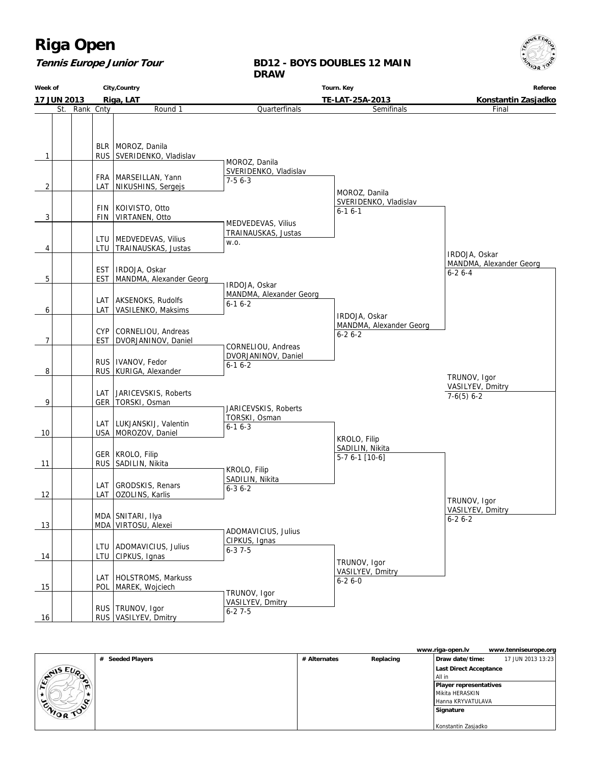# Riga Open

***Tennis Europe Junior Tour***

**BD12 - BOYS DOUBLES 12 MAIN DRAW**

| Week of | City,Country | Tourn. Key | Referee |
|---|---|---|---|
| **17 JUN 2013** | **Riga, LAT** | **TE-LAT-25A-2013** | **Konstantin Zasjadko** |

| # | St. | Rank | Cnty | Round 1 |
|---|---|---|---|---|
| 1 | | | BLR / RUS | MOROZ, Danila / SVERIDENKO, Vladislav |
| 2 | | | FRA / LAT | MARSEILLAN, Yann / NIKUSHINS, Sergejs |
| 3 | | | FIN / FIN | KOIVISTO, Otto / VIRTANEN, Otto |
| 4 | | | LTU / LTU | MEDVEDEVAS, Vilius / TRAINAUSKAS, Justas |
| 5 | | | EST / EST | IRDOJA, Oskar / MANDMA, Alexander Georg |
| 6 | | | LAT / LAT | AKSENOKS, Rudolfs / VASILENKO, Maksims |
| 7 | | | CYP / EST | CORNELIOU, Andreas / DVORJANINOV, Daniel |
| 8 | | | RUS / RUS | IVANOV, Fedor / KURIGA, Alexander |
| 9 | | | LAT / GER | JARICEVSKIS, Roberts / TORSKI, Osman |
| 10 | | | LAT / USA | LUKJANSKIJ, Valentin / MOROZOV, Daniel |
| 11 | | | GER / RUS | KROLO, Filip / SADILIN, Nikita |
| 12 | | | LAT / LAT | GRODSKIS, Renars / OZOLINS, Karlis |
| 13 | | | MDA / MDA | SNITARI, Ilya / VIRTOSU, Alexei |
| 14 | | | LTU / LTU | ADOMAVICIUS, Julius / CIPKUS, Ignas |
| 15 | | | LAT / POL | HOLSTROMS, Markuss / MAREK, Wojciech |
| 16 | | | RUS / RUS | TRUNOV, Igor / VASILYEV, Dmitry |

**Quarterfinals**

- MOROZ, Danila / SVERIDENKO, Vladislav — 7-5 6-3
- MEDVEDEVAS, Vilius / TRAINAUSKAS, Justas — w.o.
- IRDOJA, Oskar / MANDMA, Alexander Georg — 6-1 6-2
- CORNELIOU, Andreas / DVORJANINOV, Daniel — 6-1 6-2
- JARICEVSKIS, Roberts / TORSKI, Osman — 6-1 6-3
- KROLO, Filip / SADILIN, Nikita — 6-3 6-2
- ADOMAVICIUS, Julius / CIPKUS, Ignas — 6-3 7-5
- TRUNOV, Igor / VASILYEV, Dmitry — 6-2 7-5

**Semifinals**

- MOROZ, Danila / SVERIDENKO, Vladislav — 6-1 6-1
- IRDOJA, Oskar / MANDMA, Alexander Georg — 6-2 6-2
- KROLO, Filip / SADILIN, Nikita — 5-7 6-1 [10-6]
- TRUNOV, Igor / VASILYEV, Dmitry — 6-2 6-0

**Final**

- IRDOJA, Oskar / MANDMA, Alexander Georg — 6-2 6-4
- TRUNOV, Igor / VASILYEV, Dmitry — 6-2 6-2

**Winner**

- TRUNOV, Igor / VASILYEV, Dmitry — 7-6(5) 6-2

www.riga-open.lv www.tenniseurope.org

| # Seeded Players | # Alternates | Replacing | |
|---|---|---|---|
| | | | **Draw date/time:** 17 JUN 2013 13:23 |
| | | | **Last Direct Acceptance** All in |
| | | | **Player representatives** Mikita HERASKIN, Hanna KRYVATULAVA |
| | | | **Signature** Konstantin Zasjadko |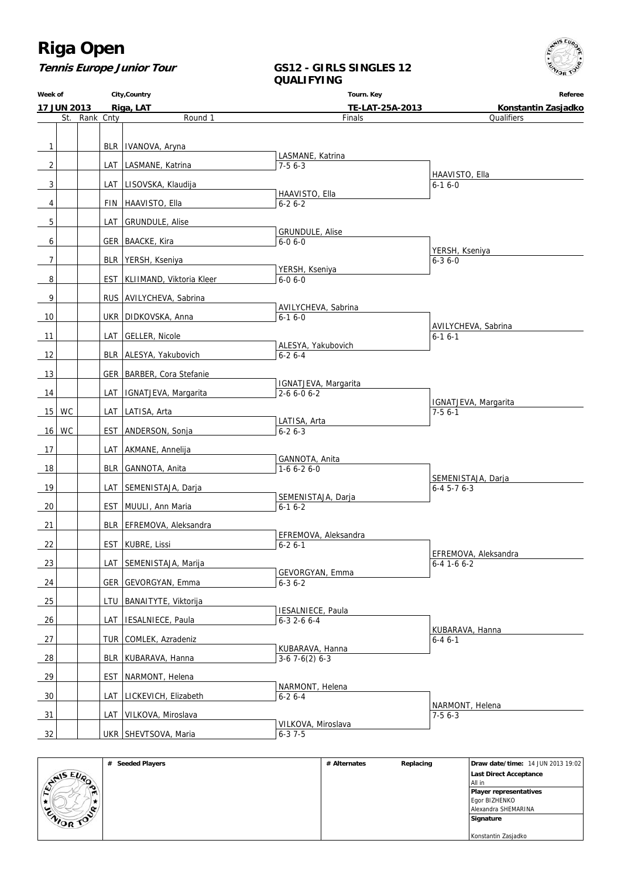# Riga Open

**Tennis Europe Junior Tour**

## GS12 - GIRLS SINGLES 12
## QUALIFYING

| Week of | City,Country | Tourn. Key | Referee |
|---|---|---|---|
| 17 JUN 2013 | Riga, LAT | TE-LAT-25A-2013 | Konstantin Zasjadko |

| # | St. | Rank | Cnty | Round 1 | Finals | Qualifiers |
|---|---|---|---|---|---|---|
| 1 | | | BLR | IVANOVA, Aryna | | |
| 2 | | | LAT | LASMANE, Katrina | LASMANE, Katrina 7-5 6-3 | |
| 3 | | | LAT | LISOVSKA, Klaudija | | HAAVISTO, Ella 6-1 6-0 |
| 4 | | | FIN | HAAVISTO, Ella | HAAVISTO, Ella 6-2 6-2 | |
| 5 | | | LAT | GRUNDULE, Alise | | |
| 6 | | | GER | BAACKE, Kira | GRUNDULE, Alise 6-0 6-0 | |
| 7 | | | BLR | YERSH, Kseniya | | YERSH, Kseniya 6-3 6-0 |
| 8 | | | EST | KLIIMAND, Viktoria Kleer | YERSH, Kseniya 6-0 6-0 | |
| 9 | | | RUS | AVILYCHEVA, Sabrina | | |
| 10 | | | UKR | DIDKOVSKA, Anna | AVILYCHEVA, Sabrina 6-1 6-0 | |
| 11 | | | LAT | GELLER, Nicole | | AVILYCHEVA, Sabrina 6-1 6-1 |
| 12 | | | BLR | ALESYA, Yakubovich | ALESYA, Yakubovich 6-2 6-4 | |
| 13 | | | GER | BARBER, Cora Stefanie | | |
| 14 | | | LAT | IGNATJEVA, Margarita | IGNATJEVA, Margarita 2-6 6-0 6-2 | |
| 15 | WC | | LAT | LATISA, Arta | | IGNATJEVA, Margarita 7-5 6-1 |
| 16 | WC | | EST | ANDERSON, Sonja | LATISA, Arta 6-2 6-3 | |
| 17 | | | LAT | AKMANE, Annelija | | |
| 18 | | | BLR | GANNOTA, Anita | GANNOTA, Anita 1-6 6-2 6-0 | |
| 19 | | | LAT | SEMENISTAJA, Darja | | SEMENISTAJA, Darja 6-4 5-7 6-3 |
| 20 | | | EST | MUULI, Ann Maria | SEMENISTAJA, Darja 6-1 6-2 | |
| 21 | | | BLR | EFREMOVA, Aleksandra | | |
| 22 | | | EST | KUBRE, Lissi | EFREMOVA, Aleksandra 6-2 6-1 | |
| 23 | | | LAT | SEMENISTAJA, Marija | | EFREMOVA, Aleksandra 6-4 1-6 6-2 |
| 24 | | | GER | GEVORGYAN, Emma | GEVORGYAN, Emma 6-3 6-2 | |
| 25 | | | LTU | BANAITYTE, Viktorija | | |
| 26 | | | LAT | IESALNIECE, Paula | IESALNIECE, Paula 6-3 2-6 6-4 | |
| 27 | | | TUR | COMLEK, Azradeniz | | KUBARAVA, Hanna 6-4 6-1 |
| 28 | | | BLR | KUBARAVA, Hanna | KUBARAVA, Hanna 3-6 7-6(2) 6-3 | |
| 29 | | | EST | NARMONT, Helena | | |
| 30 | | | LAT | LICKEVICH, Elizabeth | NARMONT, Helena 6-2 6-4 | |
| 31 | | | LAT | VILKOVA, Miroslava | | NARMONT, Helena 7-5 6-3 |
| 32 | | | UKR | SHEVTSOVA, Maria | VILKOVA, Miroslava 6-3 7-5 | |

| # Seeded Players | # Alternates | Replacing | |
|---|---|---|---|
| | | | **Draw date/time:** 14 JUN 2013 19:02 |
| | | | **Last Direct Acceptance** All in |
| | | | **Player representatives** Egor BIZHENKO, Alexandra SHEMARINA |
| | | | **Signature** Konstantin Zasjadko |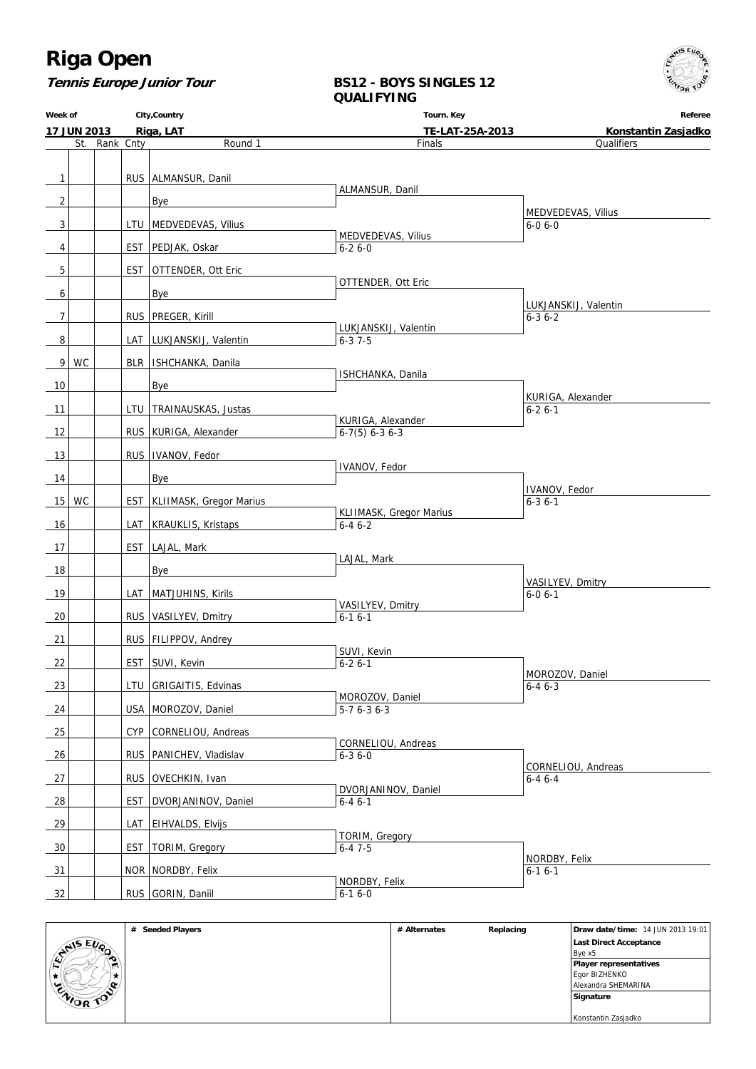# Riga Open

***Tennis Europe Junior Tour***

## BS12 - BOYS SINGLES 12
## QUALIFYING

| Week of | City,Country | Tourn. Key | Referee |
|---|---|---|---|
| 17 JUN 2013 | Riga, LAT | TE-LAT-25A-2013 | Konstantin Zasjadko |

| # | St. | Rank | Cnty | Round 1 | Finals | Qualifiers |
|---|---|---|---|---|---|---|
| 1 | | | RUS | ALMANSUR, Danil | | |
| | | | | | ALMANSUR, Danil | |
| 2 | | | | Bye | | |
| | | | | | | MEDVEDEVAS, Vilius 6-0 6-0 |
| 3 | | | LTU | MEDVEDEVAS, Vilius | | |
| | | | | | MEDVEDEVAS, Vilius 6-2 6-0 | |
| 4 | | | EST | PEDJAK, Oskar | | |
| 5 | | | EST | OTTENDER, Ott Eric | | |
| | | | | | OTTENDER, Ott Eric | |
| 6 | | | | Bye | | |
| | | | | | | LUKJANSKIJ, Valentin 6-3 6-2 |
| 7 | | | RUS | PREGER, Kirill | | |
| | | | | | LUKJANSKIJ, Valentin 6-3 7-5 | |
| 8 | | | LAT | LUKJANSKIJ, Valentin | | |
| 9 | WC | | BLR | ISHCHANKA, Danila | | |
| | | | | | ISHCHANKA, Danila | |
| 10 | | | | Bye | | |
| | | | | | | KURIGA, Alexander 6-2 6-1 |
| 11 | | | LTU | TRAINAUSKAS, Justas | | |
| | | | | | KURIGA, Alexander 6-7(5) 6-3 6-3 | |
| 12 | | | RUS | KURIGA, Alexander | | |
| 13 | | | RUS | IVANOV, Fedor | | |
| | | | | | IVANOV, Fedor | |
| 14 | | | | Bye | | |
| | | | | | | IVANOV, Fedor 6-3 6-1 |
| 15 | WC | | EST | KLIIMASK, Gregor Marius | | |
| | | | | | KLIIMASK, Gregor Marius 6-4 6-2 | |
| 16 | | | LAT | KRAUKLIS, Kristaps | | |
| 17 | | | EST | LAJAL, Mark | | |
| | | | | | LAJAL, Mark | |
| 18 | | | | Bye | | |
| | | | | | | VASILYEV, Dmitry 6-0 6-1 |
| 19 | | | LAT | MATJUHINS, Kirils | | |
| | | | | | VASILYEV, Dmitry 6-1 6-1 | |
| 20 | | | RUS | VASILYEV, Dmitry | | |
| 21 | | | RUS | FILIPPOV, Andrey | | |
| | | | | | SUVI, Kevin 6-2 6-1 | |
| 22 | | | EST | SUVI, Kevin | | |
| | | | | | | MOROZOV, Daniel 6-4 6-3 |
| 23 | | | LTU | GRIGAITIS, Edvinas | | |
| | | | | | MOROZOV, Daniel 5-7 6-3 6-3 | |
| 24 | | | USA | MOROZOV, Daniel | | |
| 25 | | | CYP | CORNELIOU, Andreas | | |
| | | | | | CORNELIOU, Andreas 6-3 6-0 | |
| 26 | | | RUS | PANICHEV, Vladislav | | |
| | | | | | | CORNELIOU, Andreas 6-4 6-4 |
| 27 | | | RUS | OVECHKIN, Ivan | | |
| | | | | | DVORJANINOV, Daniel 6-4 6-1 | |
| 28 | | | EST | DVORJANINOV, Daniel | | |
| 29 | | | LAT | EIHVALDS, Elvijs | | |
| | | | | | TORIM, Gregory 6-4 7-5 | |
| 30 | | | EST | TORIM, Gregory | | |
| | | | | | | NORDBY, Felix 6-1 6-1 |
| 31 | | | NOR | NORDBY, Felix | | |
| | | | | | NORDBY, Felix 6-1 6-0 | |
| 32 | | | RUS | GORIN, Daniil | | |

| # Seeded Players | # Alternates | Replacing | Draw date/time: 14 JUN 2013 19:01 |
|---|---|---|---|
| | | | **Last Direct Acceptance** Bye x5 |
| | | | **Player representatives** Egor BIZHENKO, Alexandra SHEMARINA |
| | | | **Signature** Konstantin Zasjadko |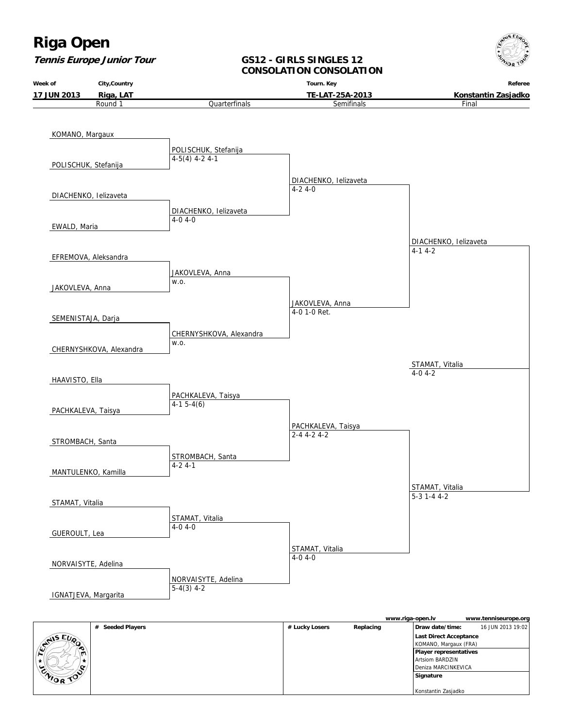# Riga Open

***Tennis Europe Junior Tour***

## GS12 - GIRLS SINGLES 12
## CONSOLATION CONSOLATION

| Week of | City,Country | Tourn. Key | Referee |
|---|---|---|---|
| 17 JUN 2013 | Riga, LAT | TE-LAT-25A-2013 | Konstantin Zasjadko |

| Round 1 | Quarterfinals | Semifinals | Final |
|---|---|---|---|
| KOMANO, Margaux | | | |
| POLISCHUK, Stefanija | POLISCHUK, Stefanija 4-5(4) 4-2 4-1 | | |
| DIACHENKO, Ielizaveta | | DIACHENKO, Ielizaveta 4-2 4-0 | |
| EWALD, Maria | DIACHENKO, Ielizaveta 4-0 4-0 | | |
| EFREMOVA, Aleksandra | | | DIACHENKO, Ielizaveta 4-1 4-2 |
| JAKOVLEVA, Anna | JAKOVLEVA, Anna w.o. | | |
| SEMENISTAJA, Darja | | JAKOVLEVA, Anna 4-0 1-0 Ret. | |
| CHERNYSHKOVA, Alexandra | CHERNYSHKOVA, Alexandra w.o. | | |
| | | | STAMAT, Vitalia 4-0 4-2 |
| HAAVISTO, Ella | | | |
| PACHKALEVA, Taisya | PACHKALEVA, Taisya 4-1 5-4(6) | | |
| STROMBACH, Santa | | PACHKALEVA, Taisya 2-4 4-2 4-2 | |
| MANTULENKO, Kamilla | STROMBACH, Santa 4-2 4-1 | | |
| STAMAT, Vitalia | | | STAMAT, Vitalia 5-3 1-4 4-2 |
| GUEROULT, Lea | STAMAT, Vitalia 4-0 4-0 | | |
| NORVAISYTE, Adelina | | STAMAT, Vitalia 4-0 4-0 | |
| IGNATJEVA, Margarita | NORVAISYTE, Adelina 5-4(3) 4-2 | | |

www.riga-open.lv www.tenniseurope.org

| # Seeded Players | # Lucky Losers | Replacing | Draw date/time: 16 JUN 2013 19:02 |
|---|---|---|---|
| | | | Last Direct Acceptance: KOMANO, Margaux (FRA) |
| | | | Player representatives: Artsiom BARDZIN, Deniza MARCINKEVICA |
| | | | Signature: Konstantin Zasjadko |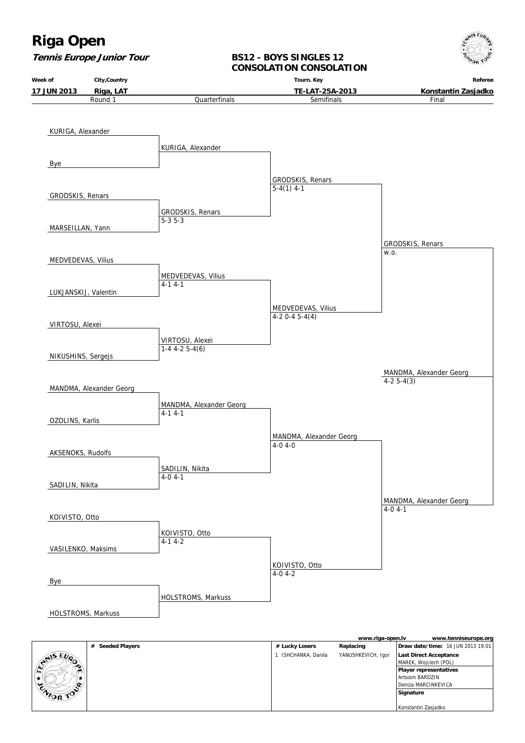# Riga Open

***Tennis Europe Junior Tour***

**BS12 - BOYS SINGLES 12**
**CONSOLATION CONSOLATION**

| Week of | City,Country | Tourn. Key | Referee |
|---|---|---|---|
| 17 JUN 2013 | Riga, LAT | TE-LAT-25A-2013 | Konstantin Zasjadko |

| Round 1 | Quarterfinals | Semifinals | Final |
|---|---|---|---|
| KURIGA, Alexander | | | |
| | KURIGA, Alexander | | |
| Bye | | | |
| | | GRODSKIS, Renars 5-4(1) 4-1 | |
| GRODSKIS, Renars | | | |
| | GRODSKIS, Renars 5-3 5-3 | | |
| MARSEILLAN, Yann | | | |
| | | | GRODSKIS, Renars w.o. |
| MEDVEDEVAS, Vilius | | | |
| | MEDVEDEVAS, Vilius 4-1 4-1 | | |
| LUKJANSKIJ, Valentin | | | |
| | | MEDVEDEVAS, Vilius 4-2 0-4 5-4(4) | |
| VIRTOSU, Alexei | | | |
| | VIRTOSU, Alexei 1-4 4-2 5-4(6) | | |
| NIKUSHINS, Sergejs | | | |
| | | | MANDMA, Alexander Georg 4-2 5-4(3) |
| MANDMA, Alexander Georg | | | |
| | MANDMA, Alexander Georg 4-1 4-1 | | |
| OZOLINS, Karlis | | | |
| | | MANDMA, Alexander Georg 4-0 4-0 | |
| AKSENOKS, Rudolfs | | | |
| | SADILIN, Nikita 4-0 4-1 | | |
| SADILIN, Nikita | | | |
| | | | MANDMA, Alexander Georg 4-0 4-1 |
| KOIVISTO, Otto | | | |
| | KOIVISTO, Otto 4-1 4-2 | | |
| VASILENKO, Maksims | | | |
| | | KOIVISTO, Otto 4-0 4-2 | |
| Bye | | | |
| | HOLSTROMS, Markuss | | |
| HOLSTROMS, Markuss | | | |

www.riga-open.lv www.tenniseurope.org

| # Seeded Players | # Lucky Losers | Replacing | |
|---|---|---|---|
| | 1 ISHCHANKA, Danila | YANUSHKEVICH, Igor | **Draw date/time:** 16 JUN 2013 19:01 |
| | | | **Last Direct Acceptance** MAREK, Wojciech (POL) |
| | | | **Player representatives** Artsiom BARDZIN, Deniza MARCINKEVICA |
| | | | **Signature** Konstantin Zasjadko |